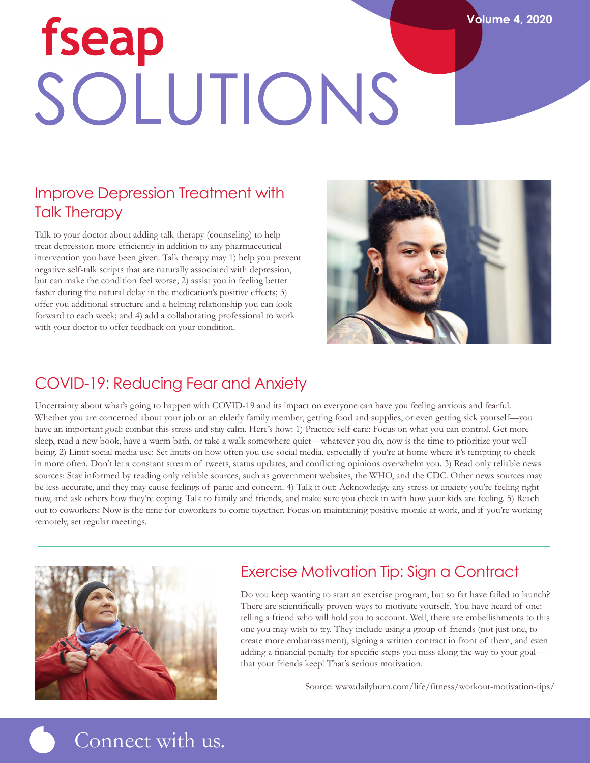# fseap SOLUTIONS

Volume 4, 2020

## Improve Depression Treatment with Talk Therapy

Talk to your doctor about adding talk therapy (counseling) to help treat depression more efficiently in addition to any pharmaceutical intervention you have been given. Talk therapy may 1) help you prevent negative self-talk scripts that are naturally associated with depression, but can make the condition feel worse; 2) assist you in feeling better faster during the natural delay in the medication's positive effects; 3) offer you additional structure and a helping relationship you can look forward to each week; and 4) add a collaborating professional to work with your doctor to offer feedback on your condition.

## COVID-19: Reducing Fear and Anxiety

Uncertainty about what's going to happen with COVID-19 and its impact on everyone can have you feeling anxious and fearful. Whether you are concerned about your job or an elderly family member, getting food and supplies, or even getting sick yourself—you have an important goal: combat this stress and stay calm. Here's how: 1) Practice self-care: Focus on what you can control. Get more sleep, read a new book, have a warm bath, or take a walk somewhere quiet—whatever you do, now is the time to prioritize your well-being. 2) Limit social media use: Set limits on how often you use social media, especially if you're at home where it's tempting to check in more often. Don't let a constant stream of tweets, status updates, and conflicting opinions overwhelm you. 3) Read only reliable news sources: Stay informed by reading only reliable sources, such as government websites, the WHO, and the CDC. Other news sources may be less accurate, and they may cause feelings of panic and concern. 4) Talk it out: Acknowledge any stress or anxiety you're feeling right now, and ask others how they're coping. Talk to family and friends, and make sure you check in with how your kids are feeling. 5) Reach out to coworkers: Now is the time for coworkers to come together. Focus on maintaining positive morale at work, and if you're working remotely, set regular meetings.

## Exercise Motivation Tip: Sign a Contract

Do you keep wanting to start an exercise program, but so far have failed to launch? There are scientifically proven ways to motivate yourself. You have heard of one: telling a friend who will hold you to account. Well, there are embellishments to this one you may wish to try. They include using a group of friends (not just one, to create more embarrassment), signing a written contract in front of them, and even adding a financial penalty for specific steps you miss along the way to your goal—that your friends keep! That's serious motivation.

Source: www.dailyburn.com/life/fitness/workout-motivation-tips/

Connect with us.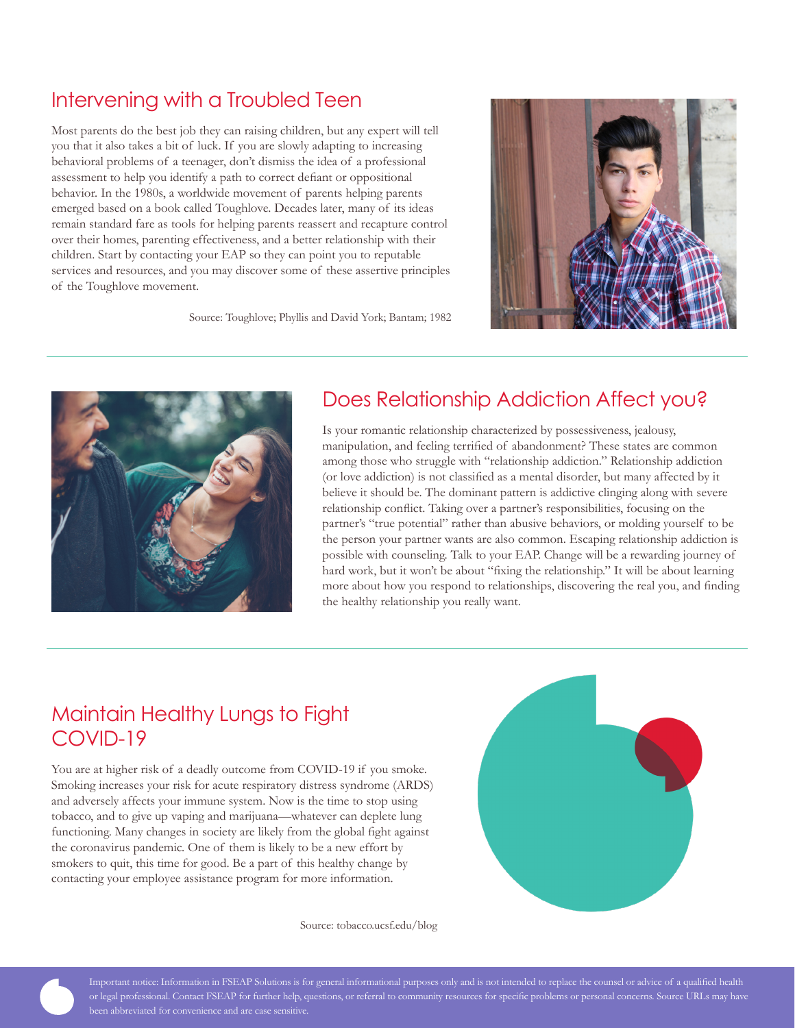## Intervening with a Troubled Teen

Most parents do the best job they can raising children, but any expert will tell you that it also takes a bit of luck. If you are slowly adapting to increasing behavioral problems of a teenager, don't dismiss the idea of a professional assessment to help you identify a path to correct defiant or oppositional behavior. In the 1980s, a worldwide movement of parents helping parents emerged based on a book called Toughlove. Decades later, many of its ideas remain standard fare as tools for helping parents reassert and recapture control over their homes, parenting effectiveness, and a better relationship with their children. Start by contacting your EAP so they can point you to reputable services and resources, and you may discover some of these assertive principles of the Toughlove movement.

Source: Toughlove; Phyllis and David York; Bantam; 1982

## Does Relationship Addiction Affect you?

Is your romantic relationship characterized by possessiveness, jealousy, manipulation, and feeling terrified of abandonment? These states are common among those who struggle with "relationship addiction." Relationship addiction (or love addiction) is not classified as a mental disorder, but many affected by it believe it should be. The dominant pattern is addictive clinging along with severe relationship conflict. Taking over a partner's responsibilities, focusing on the partner's "true potential" rather than abusive behaviors, or molding yourself to be the person your partner wants are also common. Escaping relationship addiction is possible with counseling. Talk to your EAP. Change will be a rewarding journey of hard work, but it won't be about "fixing the relationship." It will be about learning more about how you respond to relationships, discovering the real you, and finding the healthy relationship you really want.

## Maintain Healthy Lungs to Fight COVID-19

You are at higher risk of a deadly outcome from COVID-19 if you smoke. Smoking increases your risk for acute respiratory distress syndrome (ARDS) and adversely affects your immune system. Now is the time to stop using tobacco, and to give up vaping and marijuana—whatever can deplete lung functioning. Many changes in society are likely from the global fight against the coronavirus pandemic. One of them is likely to be a new effort by smokers to quit, this time for good. Be a part of this healthy change by contacting your employee assistance program for more information.

Source: tobacco.ucsf.edu/blog

Important notice: Information in FSEAP Solutions is for general informational purposes only and is not intended to replace the counsel or advice of a qualified health or legal professional. Contact FSEAP for further help, questions, or referral to community resources for specific problems or personal concerns. Source URLs may have been abbreviated for convenience and are case sensitive.